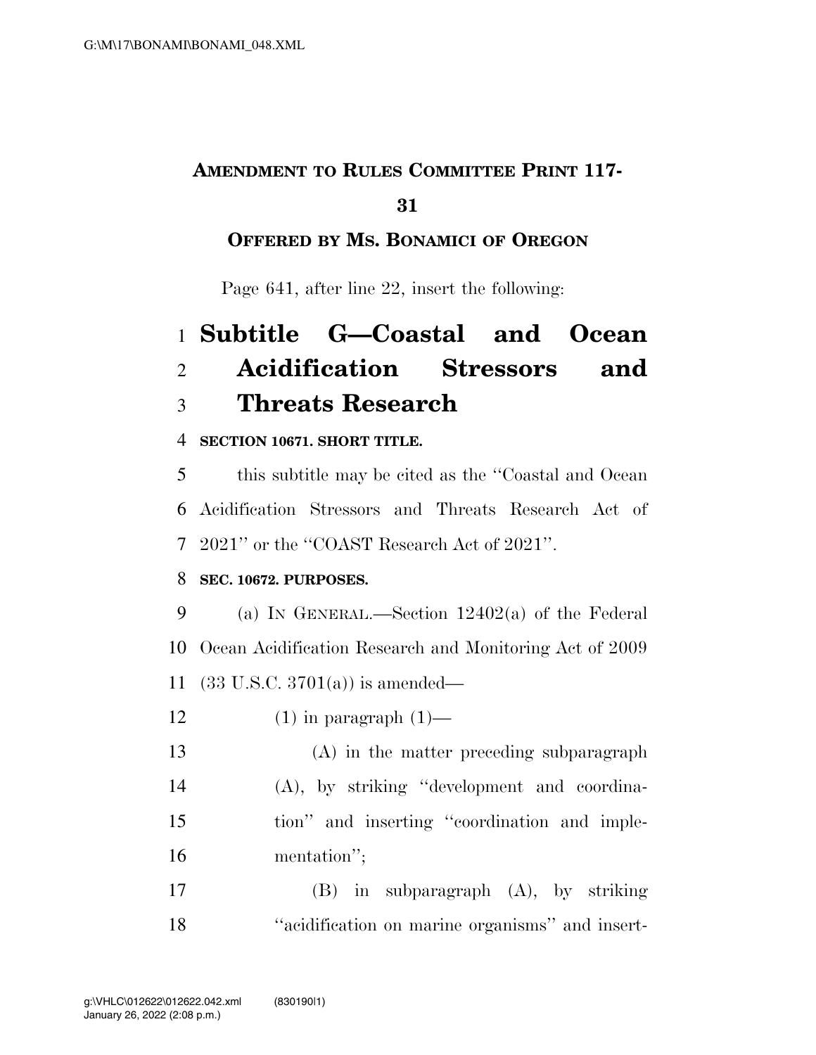**AMENDMENT TO RULES COMMITTEE PRINT 117-31**

**OFFERED BY MS. BONAMICI OF OREGON**

Page 641, after line 22, insert the following:

# Subtitle G—Coastal and Ocean Acidification Stressors and Threats Research

**SECTION 10671. SHORT TITLE.**

this subtitle may be cited as the ''Coastal and Ocean Acidification Stressors and Threats Research Act of 2021'' or the ''COAST Research Act of 2021''.

**SEC. 10672. PURPOSES.**

(a) IN GENERAL.—Section 12402(a) of the Federal Ocean Acidification Research and Monitoring Act of 2009 (33 U.S.C. 3701(a)) is amended—

(1) in paragraph (1)—

(A) in the matter preceding subparagraph (A), by striking ''development and coordination'' and inserting ''coordination and implementation'';

(B) in subparagraph (A), by striking ''acidification on marine organisms'' and insert-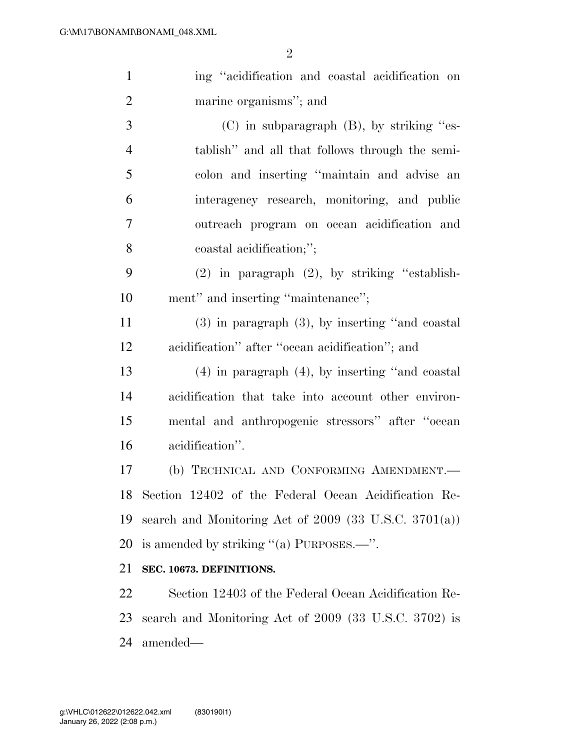ing "acidification and coastal acidification on marine organisms"; and

(C) in subparagraph (B), by striking "establish" and all that follows through the semicolon and inserting "maintain and advise an interagency research, monitoring, and public outreach program on ocean acidification and coastal acidification;";

(2) in paragraph (2), by striking "establishment" and inserting "maintenance";

(3) in paragraph (3), by inserting "and coastal acidification" after "ocean acidification"; and

(4) in paragraph (4), by inserting "and coastal acidification that take into account other environmental and anthropogenic stressors" after "ocean acidification".

(b) TECHNICAL AND CONFORMING AMENDMENT.—Section 12402 of the Federal Ocean Acidification Research and Monitoring Act of 2009 (33 U.S.C. 3701(a)) is amended by striking "(a) PURPOSES.—".

**SEC. 10673. DEFINITIONS.**

Section 12403 of the Federal Ocean Acidification Research and Monitoring Act of 2009 (33 U.S.C. 3702) is amended—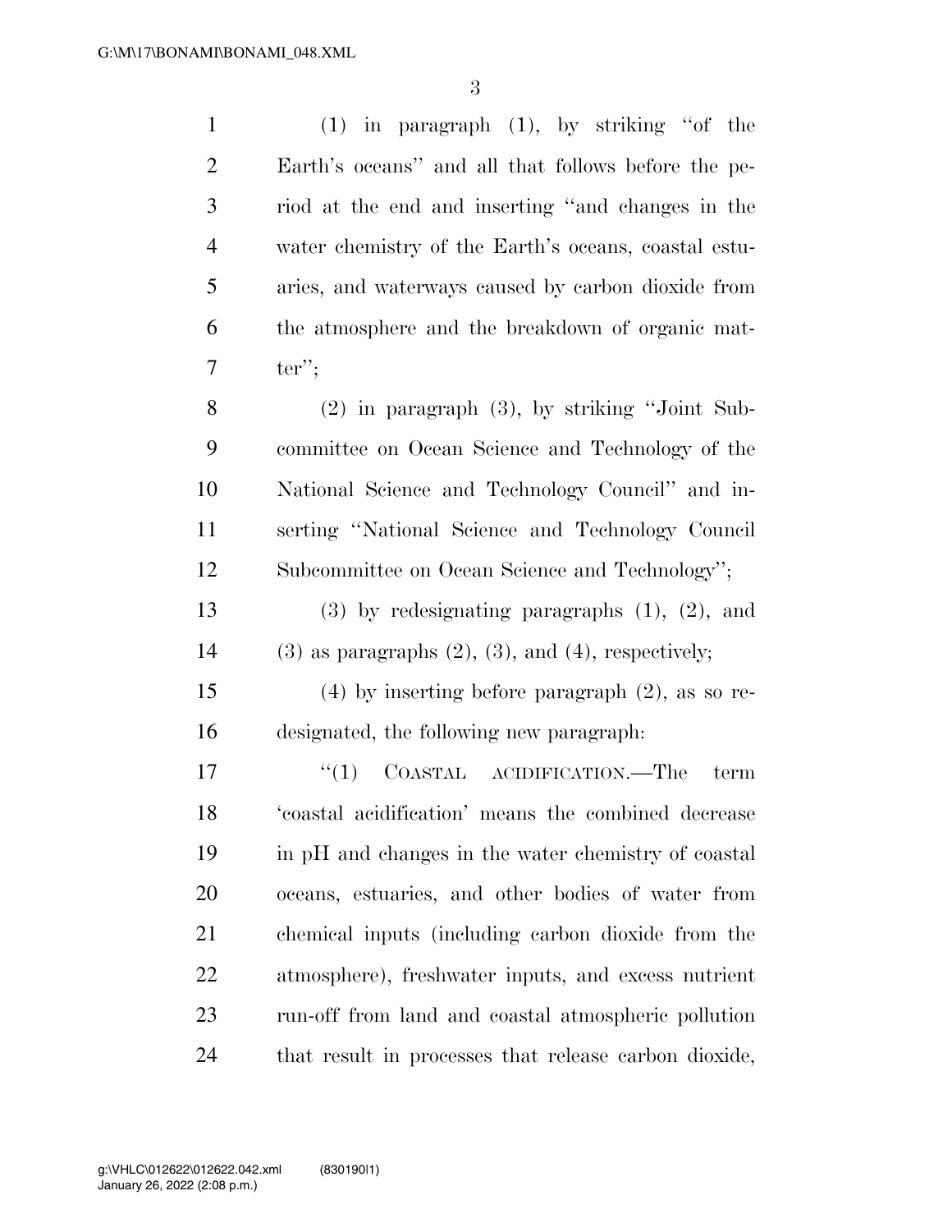(1) in paragraph (1), by striking "of the Earth's oceans" and all that follows before the period at the end and inserting "and changes in the water chemistry of the Earth's oceans, coastal estuaries, and waterways caused by carbon dioxide from the atmosphere and the breakdown of organic matter";

(2) in paragraph (3), by striking "Joint Subcommittee on Ocean Science and Technology of the National Science and Technology Council" and inserting "National Science and Technology Council Subcommittee on Ocean Science and Technology";

(3) by redesignating paragraphs (1), (2), and (3) as paragraphs (2), (3), and (4), respectively;

(4) by inserting before paragraph (2), as so redesignated, the following new paragraph:

"(1) COASTAL ACIDIFICATION.—The term 'coastal acidification' means the combined decrease in pH and changes in the water chemistry of coastal oceans, estuaries, and other bodies of water from chemical inputs (including carbon dioxide from the atmosphere), freshwater inputs, and excess nutrient run-off from land and coastal atmospheric pollution that result in processes that release carbon dioxide,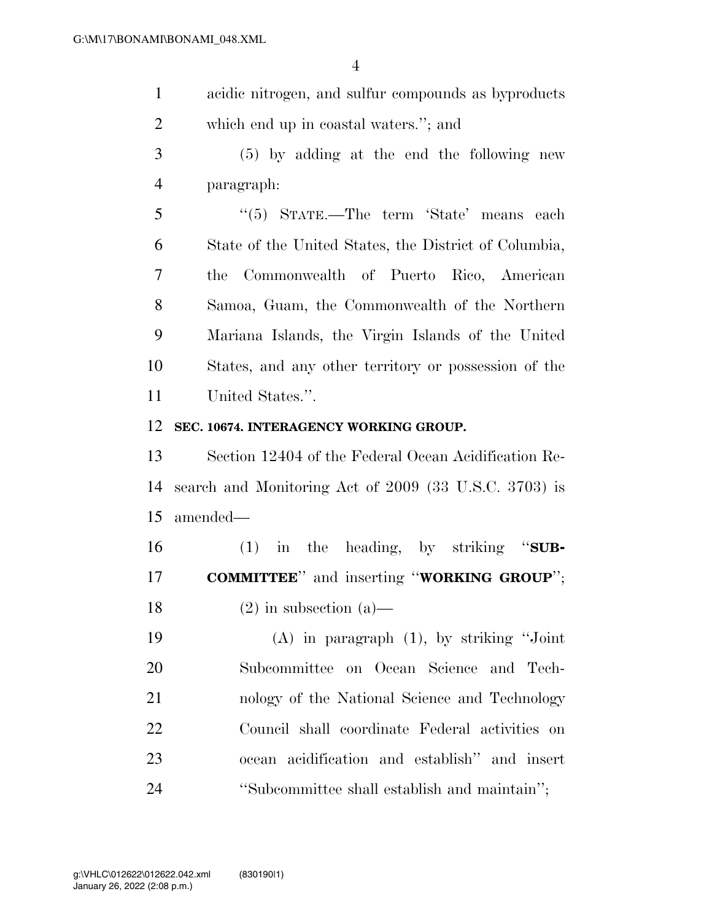acidic nitrogen, and sulfur compounds as byproducts which end up in coastal waters.''; and

(5) by adding at the end the following new paragraph:

''(5) STATE.—The term 'State' means each State of the United States, the District of Columbia, the Commonwealth of Puerto Rico, American Samoa, Guam, the Commonwealth of the Northern Mariana Islands, the Virgin Islands of the United States, and any other territory or possession of the United States.''.

**SEC. 10674. INTERAGENCY WORKING GROUP.**

Section 12404 of the Federal Ocean Acidification Research and Monitoring Act of 2009 (33 U.S.C. 3703) is amended—

(1) in the heading, by striking ''**SUBCOMMITTEE**'' and inserting ''**WORKING GROUP**'';

(2) in subsection (a)—

(A) in paragraph (1), by striking ''Joint Subcommittee on Ocean Science and Technology of the National Science and Technology Council shall coordinate Federal activities on ocean acidification and establish'' and insert ''Subcommittee shall establish and maintain'';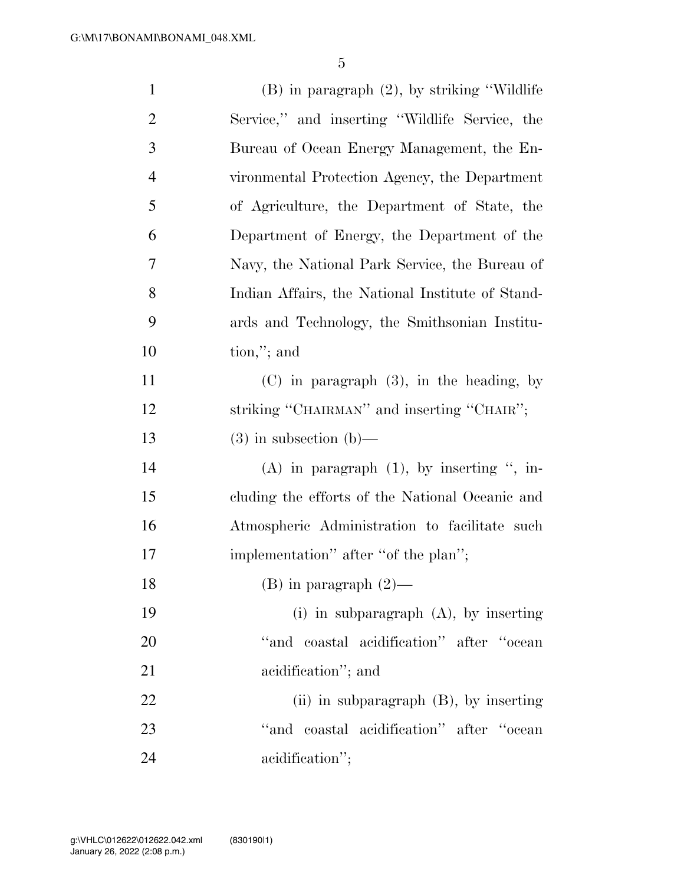(B) in paragraph (2), by striking ''Wildlife Service,'' and inserting ''Wildlife Service, the Bureau of Ocean Energy Management, the Environmental Protection Agency, the Department of Agriculture, the Department of State, the Department of Energy, the Department of the Navy, the National Park Service, the Bureau of Indian Affairs, the National Institute of Standards and Technology, the Smithsonian Institution,''; and

(C) in paragraph (3), in the heading, by striking ''CHAIRMAN'' and inserting ''CHAIR'';

(3) in subsection (b)—

(A) in paragraph (1), by inserting '', including the efforts of the National Oceanic and Atmospheric Administration to facilitate such implementation'' after ''of the plan'';

(B) in paragraph (2)—

(i) in subparagraph (A), by inserting ''and coastal acidification'' after ''ocean acidification''; and

(ii) in subparagraph (B), by inserting ''and coastal acidification'' after ''ocean acidification'';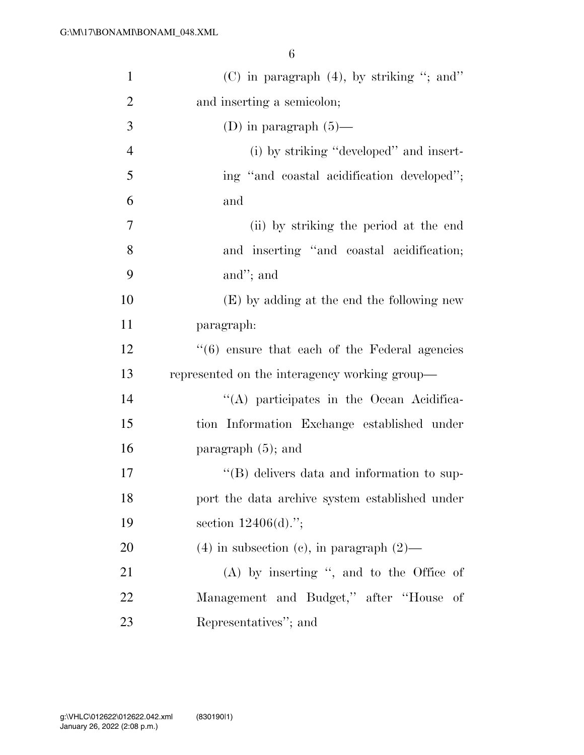(C) in paragraph (4), by striking ''; and'' and inserting a semicolon;

(D) in paragraph (5)—

(i) by striking ''developed'' and inserting ''and coastal acidification developed''; and

(ii) by striking the period at the end and inserting ''and coastal acidification; and''; and

(E) by adding at the end the following new paragraph:

''(6) ensure that each of the Federal agencies represented on the interagency working group—

''(A) participates in the Ocean Acidification Information Exchange established under paragraph (5); and

''(B) delivers data and information to support the data archive system established under section 12406(d).'';

(4) in subsection (c), in paragraph (2)—

(A) by inserting '', and to the Office of Management and Budget,'' after ''House of Representatives''; and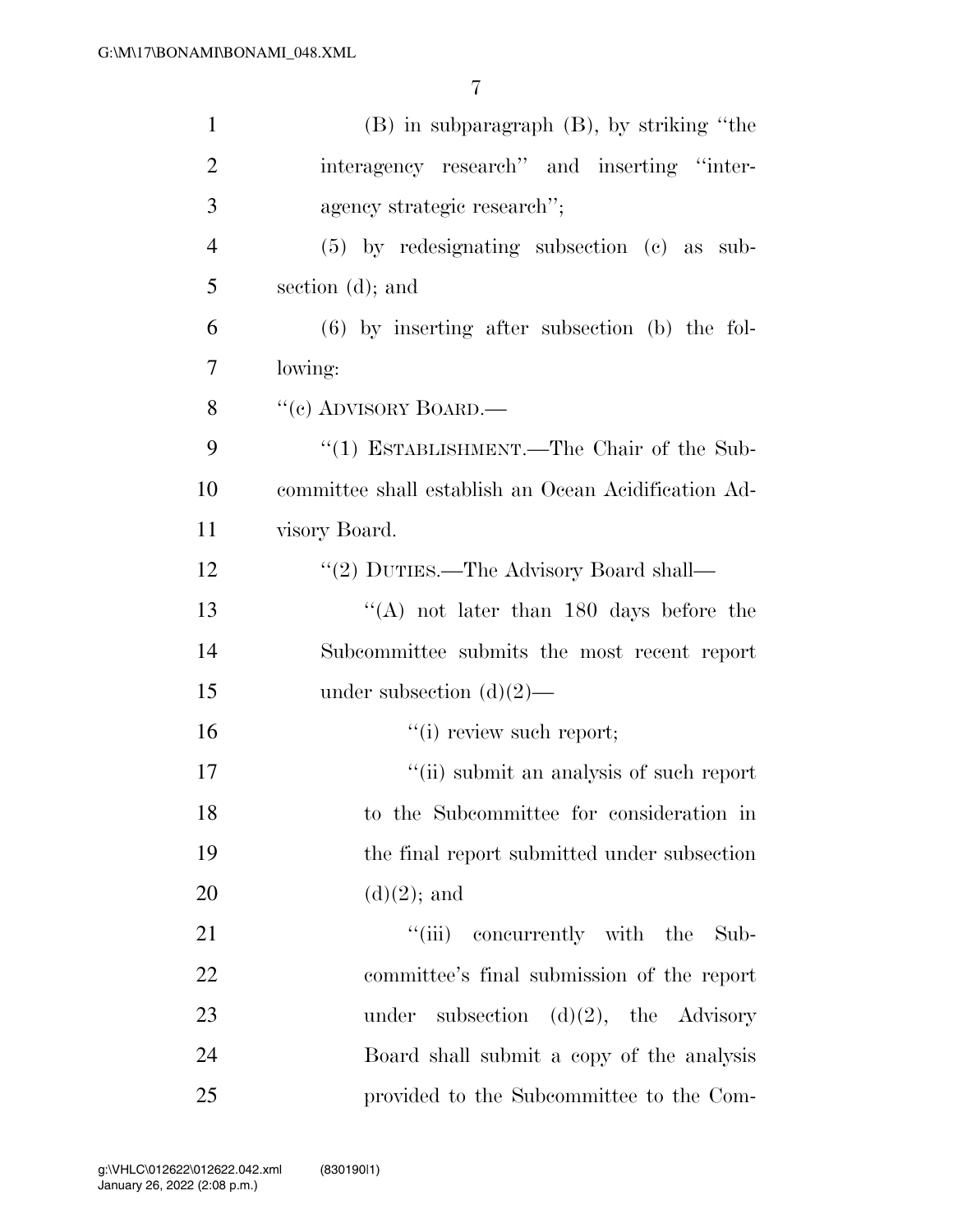(B) in subparagraph (B), by striking "the interagency research" and inserting "interagency strategic research";

(5) by redesignating subsection (c) as subsection (d); and

(6) by inserting after subsection (b) the following:

"(c) ADVISORY BOARD.—

"(1) ESTABLISHMENT.—The Chair of the Subcommittee shall establish an Ocean Acidification Advisory Board.

"(2) DUTIES.—The Advisory Board shall—

"(A) not later than 180 days before the Subcommittee submits the most recent report under subsection (d)(2)—

"(i) review such report;

"(ii) submit an analysis of such report to the Subcommittee for consideration in the final report submitted under subsection (d)(2); and

"(iii) concurrently with the Subcommittee's final submission of the report under subsection (d)(2), the Advisory Board shall submit a copy of the analysis provided to the Subcommittee to the Com-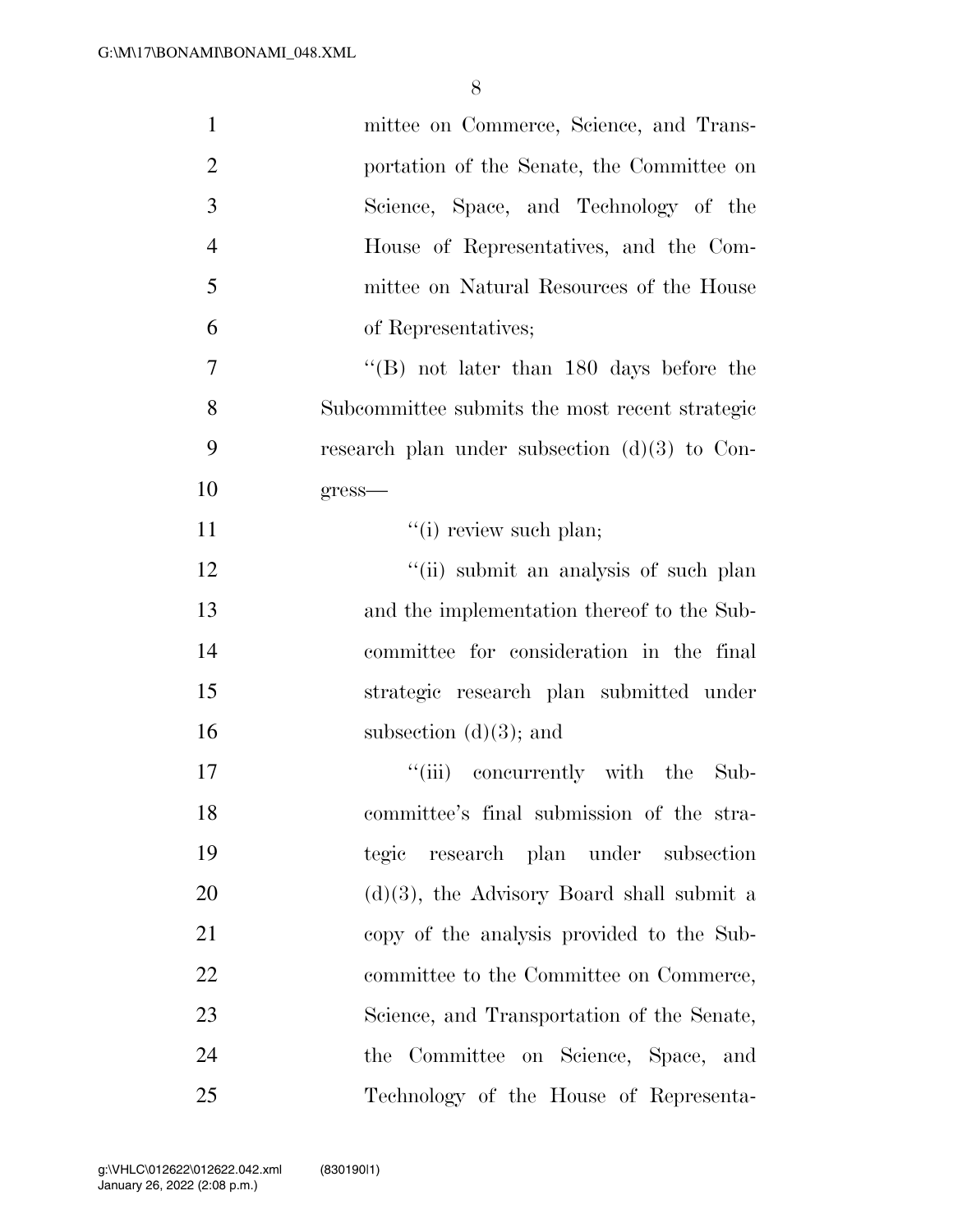mittee on Commerce, Science, and Transportation of the Senate, the Committee on Science, Space, and Technology of the House of Representatives, and the Committee on Natural Resources of the House of Representatives;

"(B) not later than 180 days before the Subcommittee submits the most recent strategic research plan under subsection (d)(3) to Congress—

"(i) review such plan;

"(ii) submit an analysis of such plan and the implementation thereof to the Subcommittee for consideration in the final strategic research plan submitted under subsection (d)(3); and

"(iii) concurrently with the Subcommittee's final submission of the strategic research plan under subsection (d)(3), the Advisory Board shall submit a copy of the analysis provided to the Subcommittee to the Committee on Commerce, Science, and Transportation of the Senate, the Committee on Science, Space, and Technology of the House of Representa-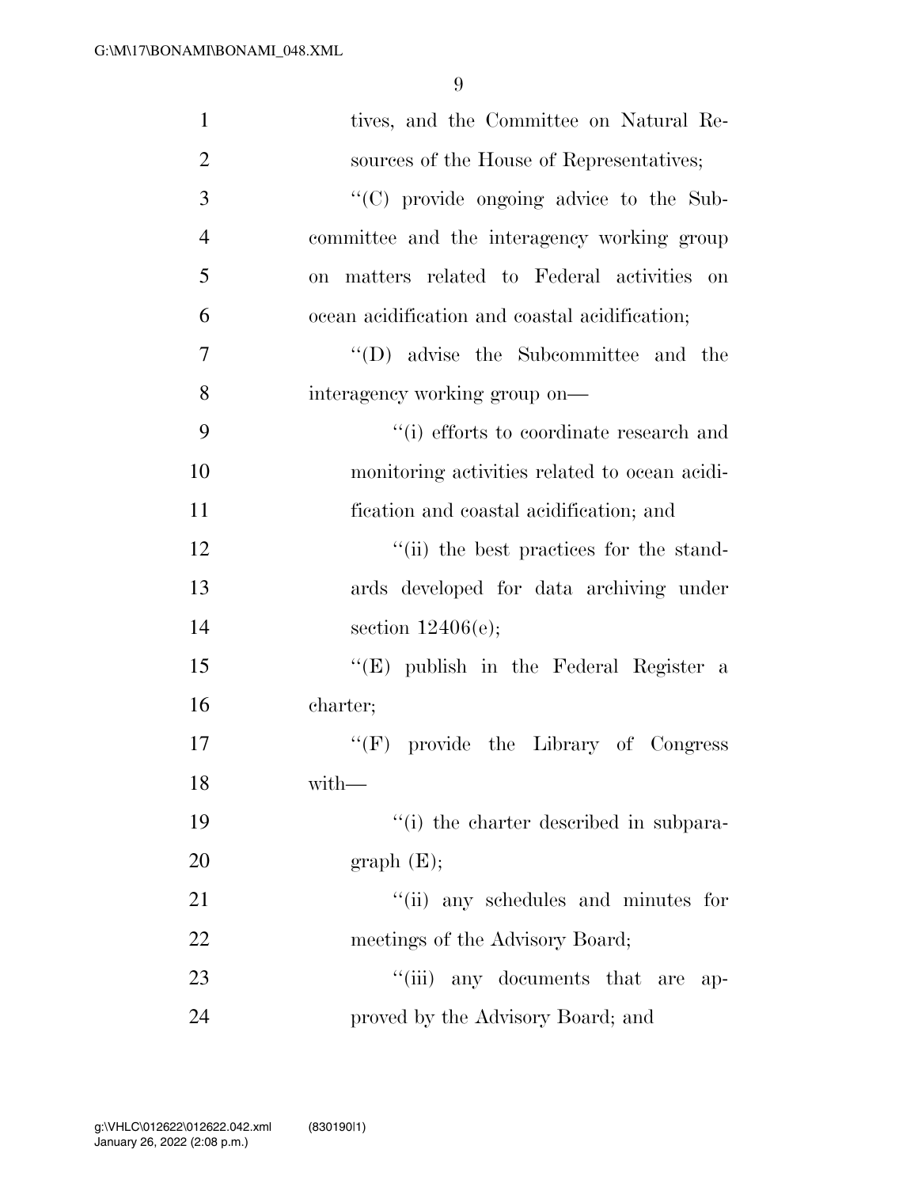tives, and the Committee on Natural Resources of the House of Representatives;

''(C) provide ongoing advice to the Subcommittee and the interagency working group on matters related to Federal activities on ocean acidification and coastal acidification;

''(D) advise the Subcommittee and the interagency working group on—

''(i) efforts to coordinate research and monitoring activities related to ocean acidification and coastal acidification; and

''(ii) the best practices for the standards developed for data archiving under section 12406(e);

''(E) publish in the Federal Register a charter;

''(F) provide the Library of Congress with—

''(i) the charter described in subparagraph (E);

''(ii) any schedules and minutes for meetings of the Advisory Board;

''(iii) any documents that are approved by the Advisory Board; and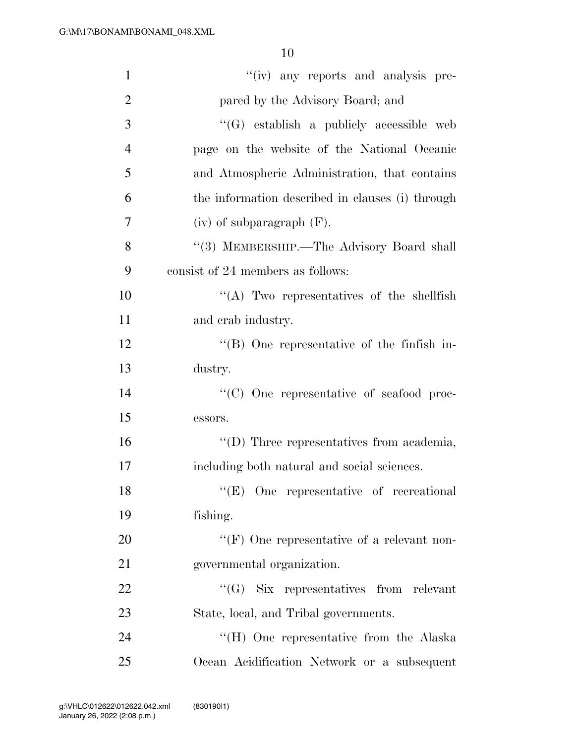"(iv) any reports and analysis prepared by the Advisory Board; and

"(G) establish a publicly accessible web page on the website of the National Oceanic and Atmospheric Administration, that contains the information described in clauses (i) through (iv) of subparagraph (F).

"(3) MEMBERSHIP.—The Advisory Board shall consist of 24 members as follows:

"(A) Two representatives of the shellfish and crab industry.

"(B) One representative of the finfish industry.

"(C) One representative of seafood processors.

"(D) Three representatives from academia, including both natural and social sciences.

"(E) One representative of recreational fishing.

"(F) One representative of a relevant nongovernmental organization.

"(G) Six representatives from relevant State, local, and Tribal governments.

"(H) One representative from the Alaska Ocean Acidification Network or a subsequent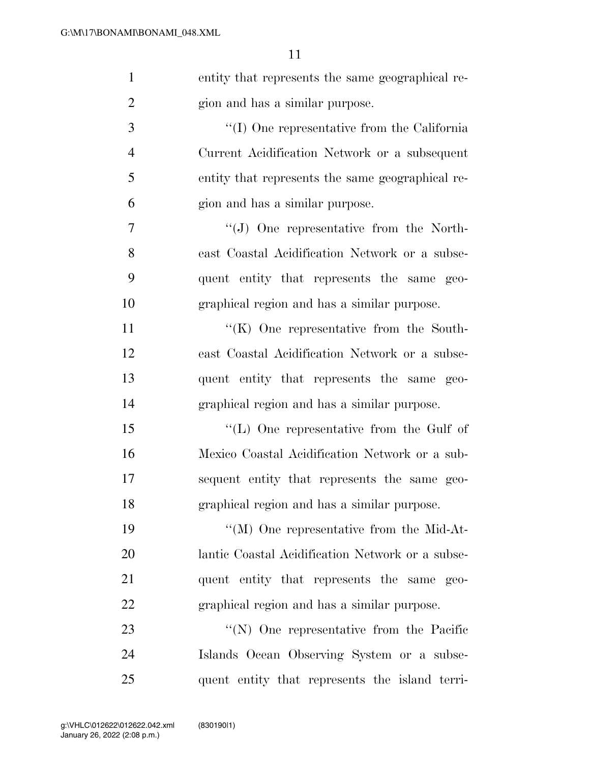entity that represents the same geographical region and has a similar purpose.

"(I) One representative from the California Current Acidification Network or a subsequent entity that represents the same geographical region and has a similar purpose.

"(J) One representative from the Northeast Coastal Acidification Network or a subsequent entity that represents the same geographical region and has a similar purpose.

"(K) One representative from the Southeast Coastal Acidification Network or a subsequent entity that represents the same geographical region and has a similar purpose.

"(L) One representative from the Gulf of Mexico Coastal Acidification Network or a subsequent entity that represents the same geographical region and has a similar purpose.

"(M) One representative from the Mid-Atlantic Coastal Acidification Network or a subsequent entity that represents the same geographical region and has a similar purpose.

"(N) One representative from the Pacific Islands Ocean Observing System or a subsequent entity that represents the island terri-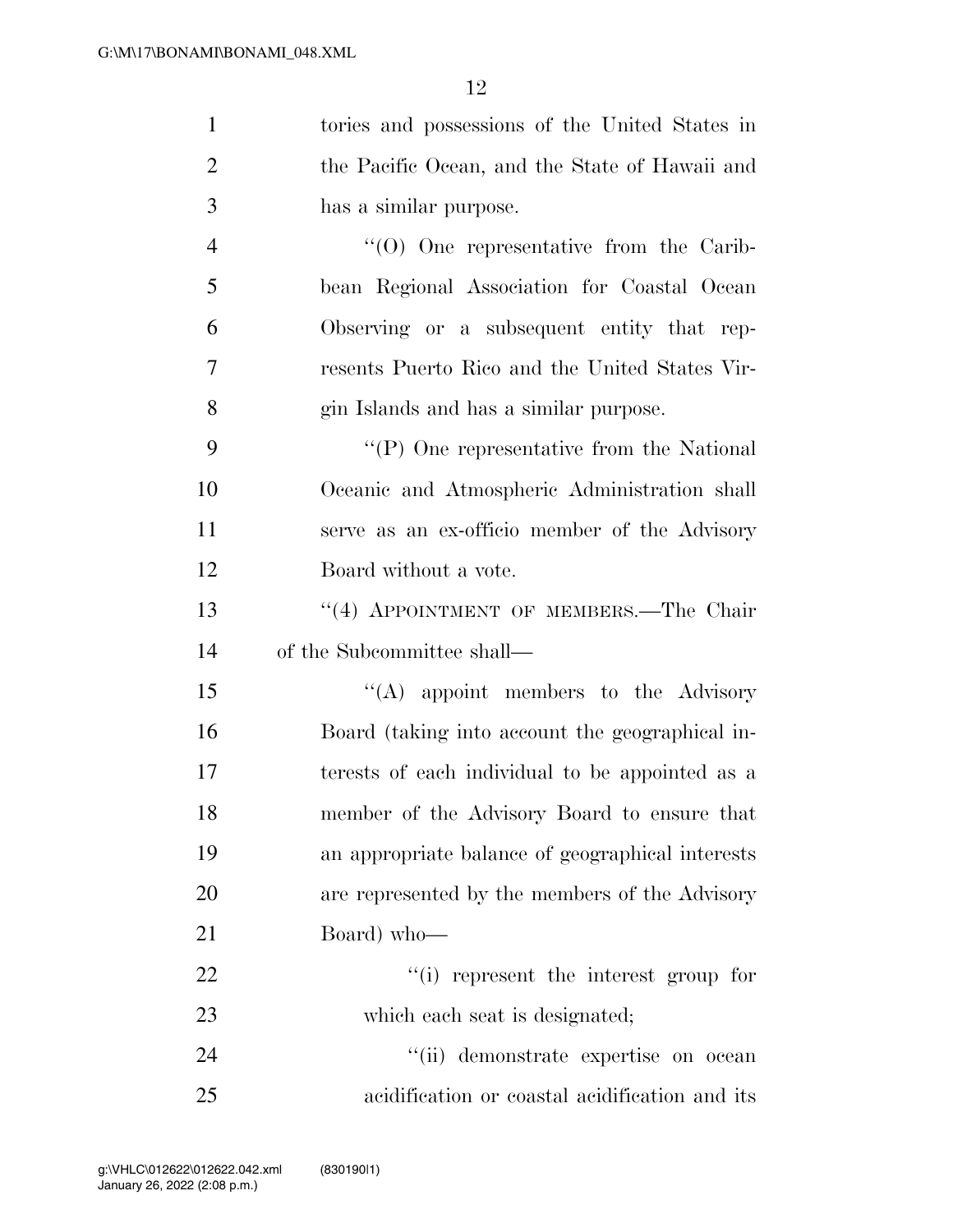tories and possessions of the United States in the Pacific Ocean, and the State of Hawaii and has a similar purpose.

"(O) One representative from the Caribbean Regional Association for Coastal Ocean Observing or a subsequent entity that represents Puerto Rico and the United States Virgin Islands and has a similar purpose.

"(P) One representative from the National Oceanic and Atmospheric Administration shall serve as an ex-officio member of the Advisory Board without a vote.

"(4) APPOINTMENT OF MEMBERS.—The Chair of the Subcommittee shall—

"(A) appoint members to the Advisory Board (taking into account the geographical interests of each individual to be appointed as a member of the Advisory Board to ensure that an appropriate balance of geographical interests are represented by the members of the Advisory Board) who—

"(i) represent the interest group for which each seat is designated;

"(ii) demonstrate expertise on ocean acidification or coastal acidification and its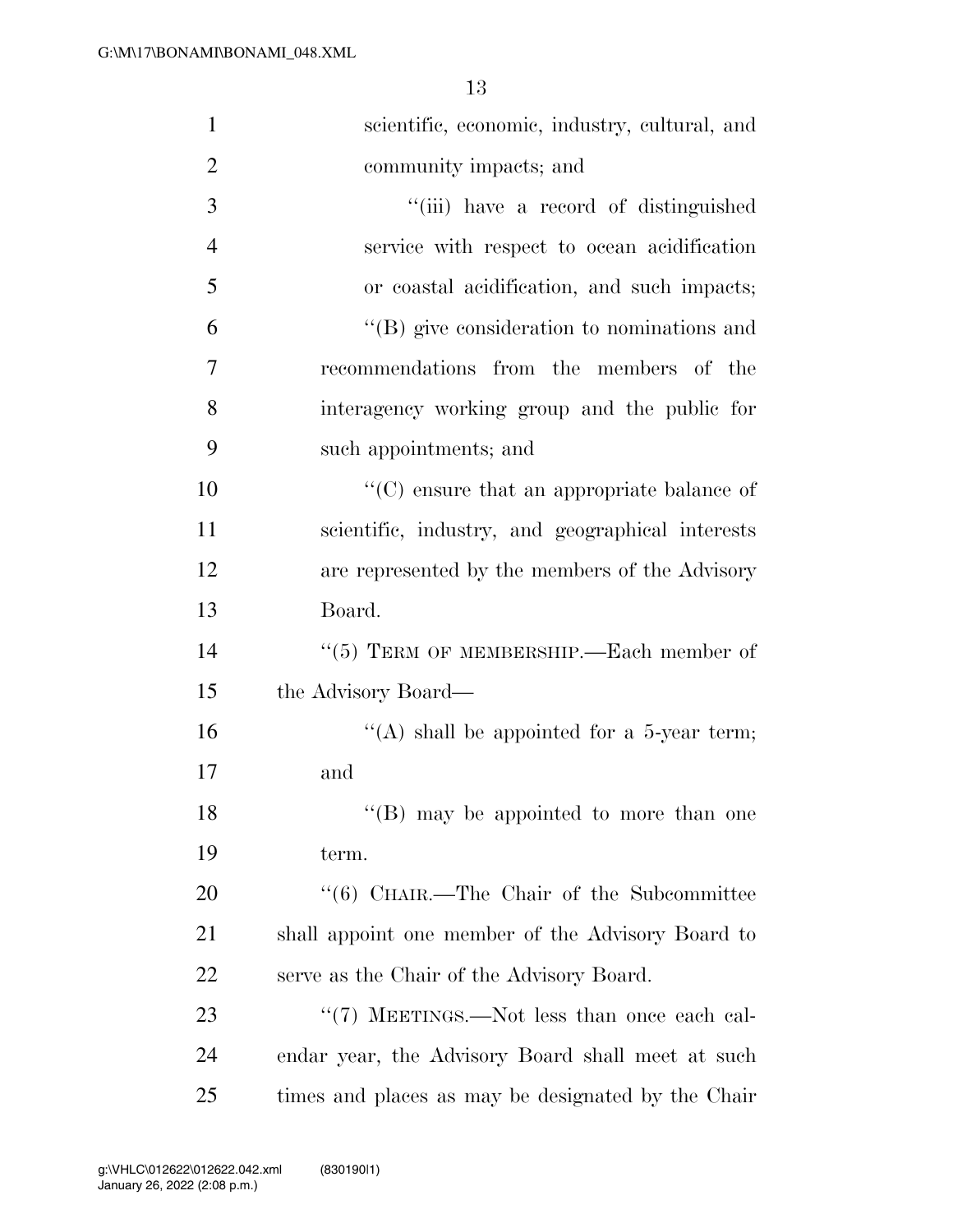scientific, economic, industry, cultural, and community impacts; and

"(iii) have a record of distinguished service with respect to ocean acidification or coastal acidification, and such impacts;

"(B) give consideration to nominations and recommendations from the members of the interagency working group and the public for such appointments; and

"(C) ensure that an appropriate balance of scientific, industry, and geographical interests are represented by the members of the Advisory Board.

"(5) TERM OF MEMBERSHIP.—Each member of the Advisory Board—

"(A) shall be appointed for a 5-year term; and

"(B) may be appointed to more than one term.

"(6) CHAIR.—The Chair of the Subcommittee shall appoint one member of the Advisory Board to serve as the Chair of the Advisory Board.

"(7) MEETINGS.—Not less than once each calendar year, the Advisory Board shall meet at such times and places as may be designated by the Chair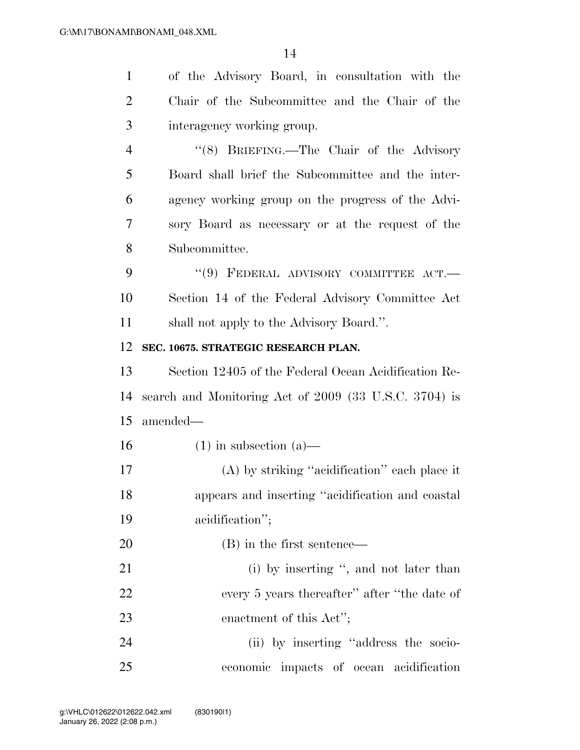of the Advisory Board, in consultation with the Chair of the Subcommittee and the Chair of the interagency working group.

"(8) BRIEFING.—The Chair of the Advisory Board shall brief the Subcommittee and the interagency working group on the progress of the Advisory Board as necessary or at the request of the Subcommittee.

"(9) FEDERAL ADVISORY COMMITTEE ACT.—Section 14 of the Federal Advisory Committee Act shall not apply to the Advisory Board.".

**SEC. 10675. STRATEGIC RESEARCH PLAN.**

Section 12405 of the Federal Ocean Acidification Research and Monitoring Act of 2009 (33 U.S.C. 3704) is amended—

(1) in subsection (a)—

(A) by striking "acidification" each place it appears and inserting "acidification and coastal acidification";

(B) in the first sentence—

(i) by inserting ", and not later than every 5 years thereafter" after "the date of enactment of this Act";

(ii) by inserting "address the socio-economic impacts of ocean acidification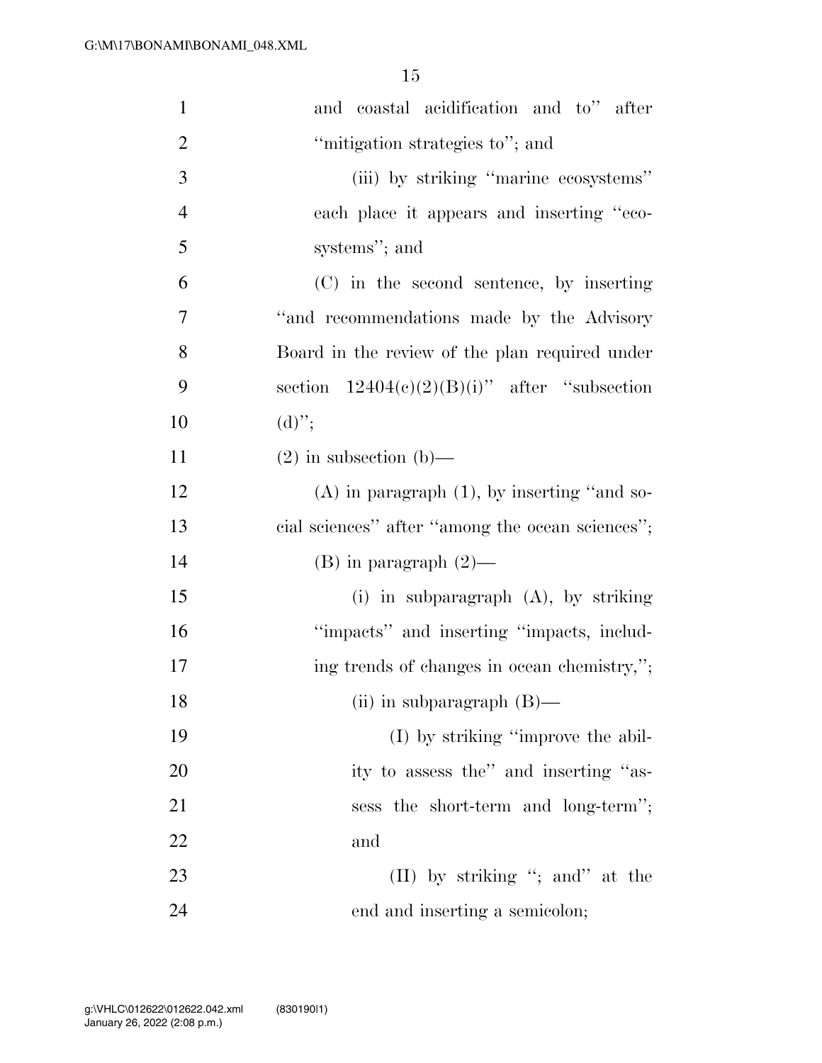and coastal acidification and to'' after ''mitigation strategies to''; and

(iii) by striking ''marine ecosystems'' each place it appears and inserting ''ecosystems''; and

(C) in the second sentence, by inserting ''and recommendations made by the Advisory Board in the review of the plan required under section 12404(c)(2)(B)(i)'' after ''subsection (d)'';

(2) in subsection (b)—

(A) in paragraph (1), by inserting ''and social sciences'' after ''among the ocean sciences'';

(B) in paragraph (2)—

(i) in subparagraph (A), by striking ''impacts'' and inserting ''impacts, including trends of changes in ocean chemistry,'';

(ii) in subparagraph (B)—

(I) by striking ''improve the ability to assess the'' and inserting ''assess the short-term and long-term''; and

(II) by striking ''; and'' at the end and inserting a semicolon;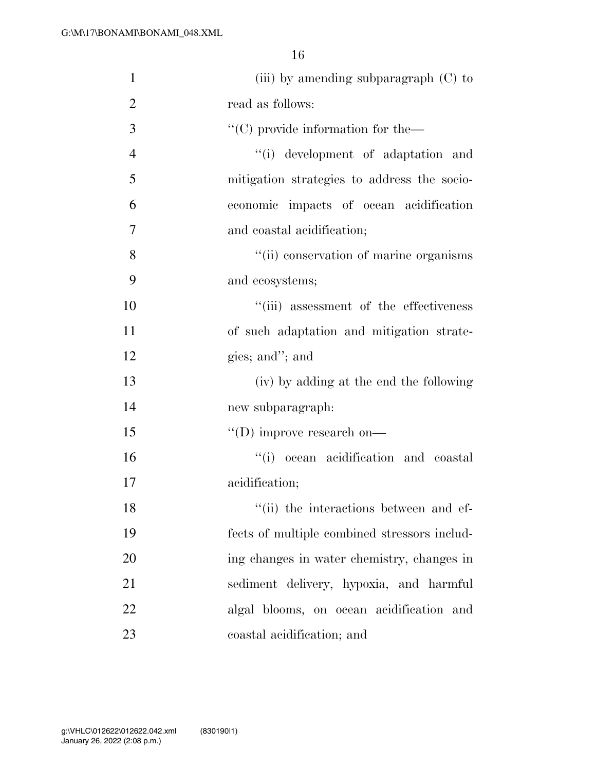(iii) by amending subparagraph (C) to read as follows:

"(C) provide information for the—

"(i) development of adaptation and mitigation strategies to address the socioeconomic impacts of ocean acidification and coastal acidification;

"(ii) conservation of marine organisms and ecosystems;

"(iii) assessment of the effectiveness of such adaptation and mitigation strategies; and"; and

(iv) by adding at the end the following new subparagraph:

"(D) improve research on—

"(i) ocean acidification and coastal acidification;

"(ii) the interactions between and effects of multiple combined stressors including changes in water chemistry, changes in sediment delivery, hypoxia, and harmful algal blooms, on ocean acidification and coastal acidification; and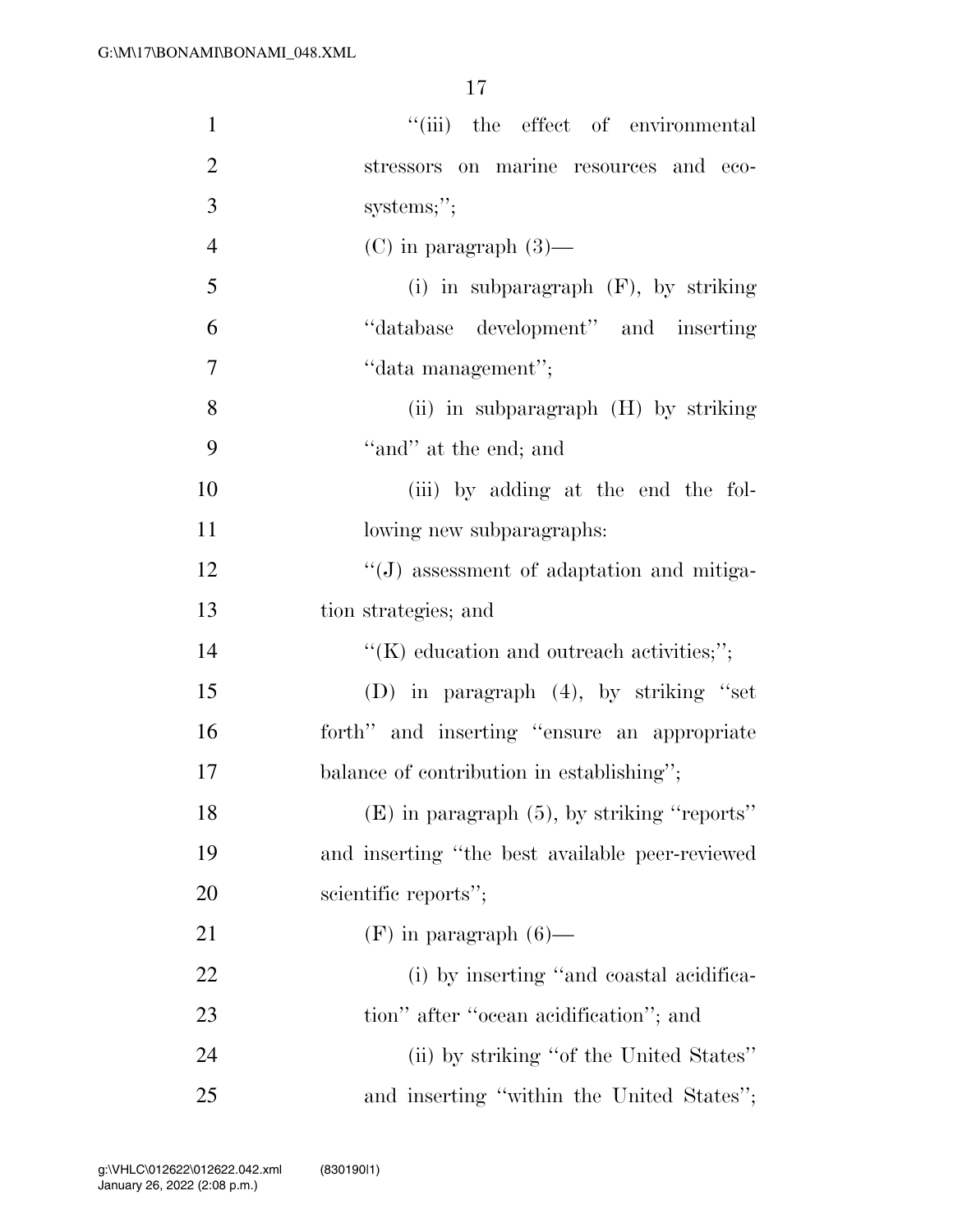''(iii) the effect of environmental stressors on marine resources and ecosystems;'';

(C) in paragraph (3)—

(i) in subparagraph (F), by striking ''database development'' and inserting ''data management'';

(ii) in subparagraph (H) by striking ''and'' at the end; and

(iii) by adding at the end the following new subparagraphs:

''(J) assessment of adaptation and mitigation strategies; and

''(K) education and outreach activities;'';

(D) in paragraph (4), by striking ''set forth'' and inserting ''ensure an appropriate balance of contribution in establishing'';

(E) in paragraph (5), by striking ''reports'' and inserting ''the best available peer-reviewed scientific reports'';

(F) in paragraph (6)—

(i) by inserting ''and coastal acidification'' after ''ocean acidification''; and

(ii) by striking ''of the United States'' and inserting ''within the United States'';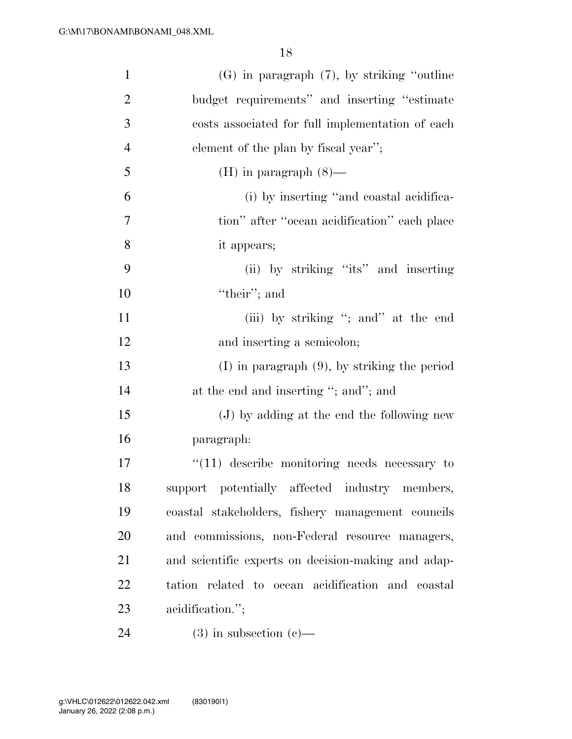(G) in paragraph (7), by striking ''outline budget requirements'' and inserting ''estimate costs associated for full implementation of each element of the plan by fiscal year'';

(H) in paragraph (8)—

(i) by inserting ''and coastal acidification'' after ''ocean acidification'' each place it appears;

(ii) by striking ''its'' and inserting ''their''; and

(iii) by striking ''; and'' at the end and inserting a semicolon;

(I) in paragraph (9), by striking the period at the end and inserting ''; and''; and

(J) by adding at the end the following new paragraph:

''(11) describe monitoring needs necessary to support potentially affected industry members, coastal stakeholders, fishery management councils and commissions, non-Federal resource managers, and scientific experts on decision-making and adaptation related to ocean acidification and coastal acidification.'';

(3) in subsection (c)—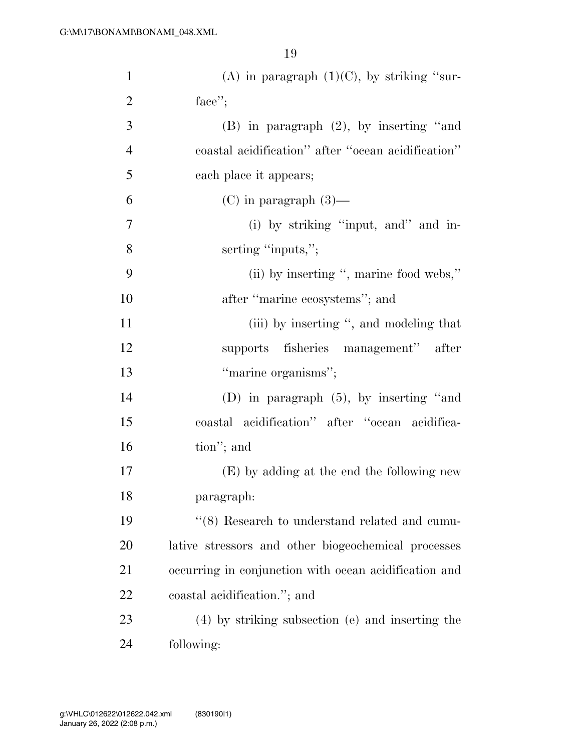(A) in paragraph (1)(C), by striking ''surface'';

(B) in paragraph (2), by inserting ''and coastal acidification'' after ''ocean acidification'' each place it appears;

(C) in paragraph (3)—

(i) by striking ''input, and'' and inserting ''inputs,'';

(ii) by inserting '', marine food webs,'' after ''marine ecosystems''; and

(iii) by inserting '', and modeling that supports fisheries management'' after ''marine organisms'';

(D) in paragraph (5), by inserting ''and coastal acidification'' after ''ocean acidification''; and

(E) by adding at the end the following new paragraph:

''(8) Research to understand related and cumulative stressors and other biogeochemical processes occurring in conjunction with ocean acidification and coastal acidification.''; and

(4) by striking subsection (e) and inserting the following: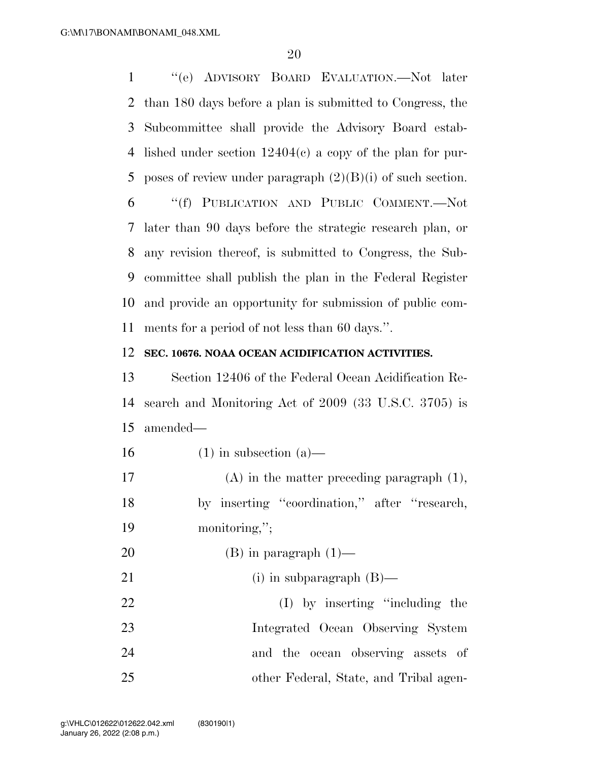"(e) ADVISORY BOARD EVALUATION.—Not later than 180 days before a plan is submitted to Congress, the Subcommittee shall provide the Advisory Board established under section 12404(c) a copy of the plan for purposes of review under paragraph (2)(B)(i) of such section.

"(f) PUBLICATION AND PUBLIC COMMENT.—Not later than 90 days before the strategic research plan, or any revision thereof, is submitted to Congress, the Subcommittee shall publish the plan in the Federal Register and provide an opportunity for submission of public comments for a period of not less than 60 days.".

**SEC. 10676. NOAA OCEAN ACIDIFICATION ACTIVITIES.**

Section 12406 of the Federal Ocean Acidification Research and Monitoring Act of 2009 (33 U.S.C. 3705) is amended—

(1) in subsection (a)—

(A) in the matter preceding paragraph (1), by inserting "coordination," after "research, monitoring,";

(B) in paragraph (1)—

(i) in subparagraph (B)—

(I) by inserting "including the Integrated Ocean Observing System and the ocean observing assets of other Federal, State, and Tribal agen-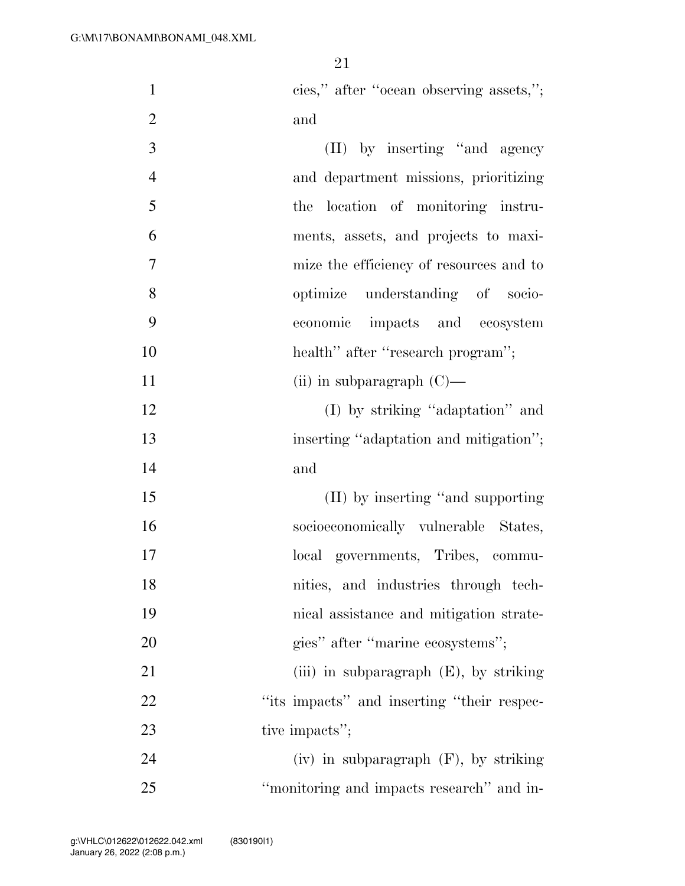cies," after "ocean observing assets,"; and

(II) by inserting "and agency and department missions, prioritizing the location of monitoring instruments, assets, and projects to maximize the efficiency of resources and to optimize understanding of socioeconomic impacts and ecosystem health" after "research program";

(ii) in subparagraph (C)—

(I) by striking "adaptation" and inserting "adaptation and mitigation"; and

(II) by inserting "and supporting socioeconomically vulnerable States, local governments, Tribes, communities, and industries through technical assistance and mitigation strategies" after "marine ecosystems";

(iii) in subparagraph (E), by striking "its impacts" and inserting "their respective impacts";

(iv) in subparagraph (F), by striking "monitoring and impacts research" and in-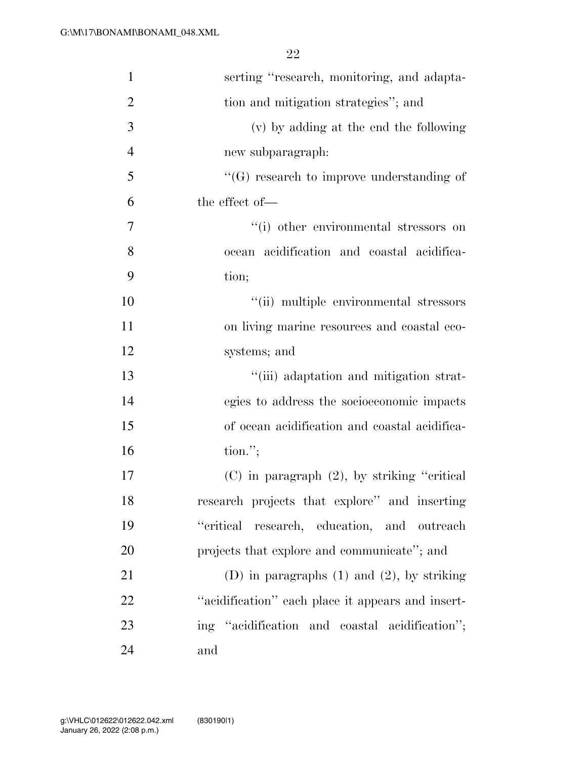serting "research, monitoring, and adaptation and mitigation strategies"; and

(v) by adding at the end the following new subparagraph:

"(G) research to improve understanding of the effect of—

"(i) other environmental stressors on ocean acidification and coastal acidification;

"(ii) multiple environmental stressors on living marine resources and coastal ecosystems; and

"(iii) adaptation and mitigation strategies to address the socioeconomic impacts of ocean acidification and coastal acidification.";

(C) in paragraph (2), by striking "critical research projects that explore" and inserting "critical research, education, and outreach projects that explore and communicate"; and

(D) in paragraphs (1) and (2), by striking "acidification" each place it appears and inserting "acidification and coastal acidification"; and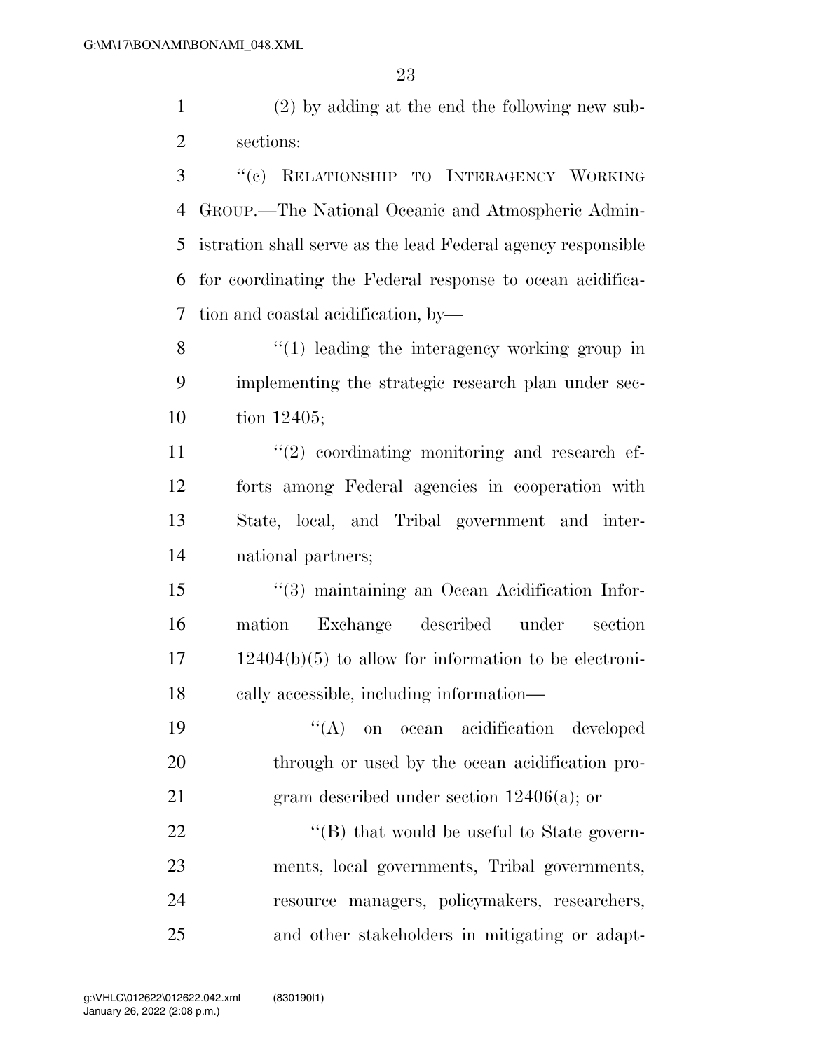(2) by adding at the end the following new subsections:

"(c) RELATIONSHIP TO INTERAGENCY WORKING GROUP.—The National Oceanic and Atmospheric Administration shall serve as the lead Federal agency responsible for coordinating the Federal response to ocean acidification and coastal acidification, by—

"(1) leading the interagency working group in implementing the strategic research plan under section 12405;

"(2) coordinating monitoring and research efforts among Federal agencies in cooperation with State, local, and Tribal government and international partners;

"(3) maintaining an Ocean Acidification Information Exchange described under section 12404(b)(5) to allow for information to be electronically accessible, including information—

"(A) on ocean acidification developed through or used by the ocean acidification program described under section 12406(a); or

"(B) that would be useful to State governments, local governments, Tribal governments, resource managers, policymakers, researchers, and other stakeholders in mitigating or adapt-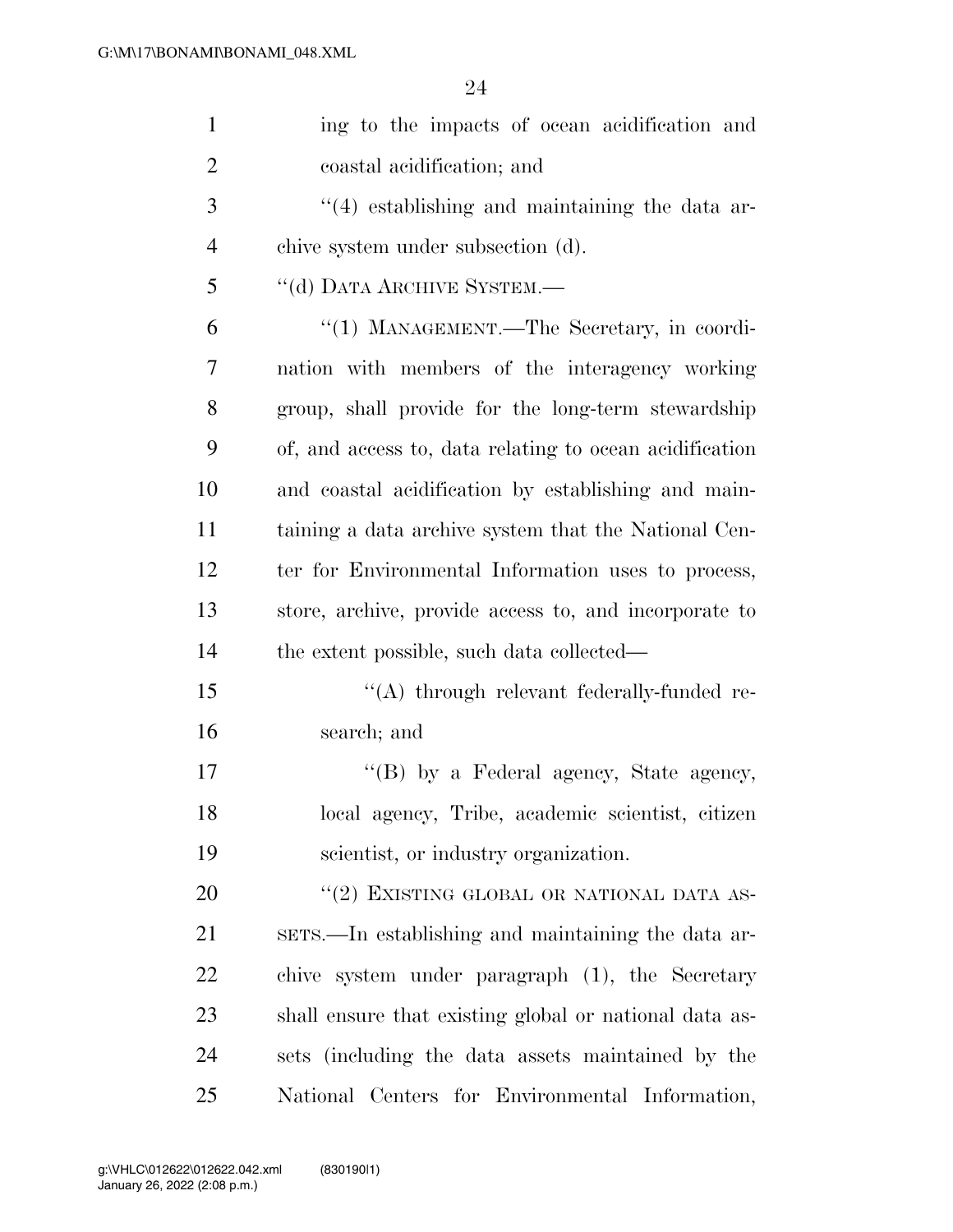ing to the impacts of ocean acidification and coastal acidification; and

"(4) establishing and maintaining the data archive system under subsection (d).

"(d) DATA ARCHIVE SYSTEM.—

"(1) MANAGEMENT.—The Secretary, in coordination with members of the interagency working group, shall provide for the long-term stewardship of, and access to, data relating to ocean acidification and coastal acidification by establishing and maintaining a data archive system that the National Center for Environmental Information uses to process, store, archive, provide access to, and incorporate to the extent possible, such data collected—

"(A) through relevant federally-funded research; and

"(B) by a Federal agency, State agency, local agency, Tribe, academic scientist, citizen scientist, or industry organization.

"(2) EXISTING GLOBAL OR NATIONAL DATA ASSETS.—In establishing and maintaining the data archive system under paragraph (1), the Secretary shall ensure that existing global or national data assets (including the data assets maintained by the National Centers for Environmental Information,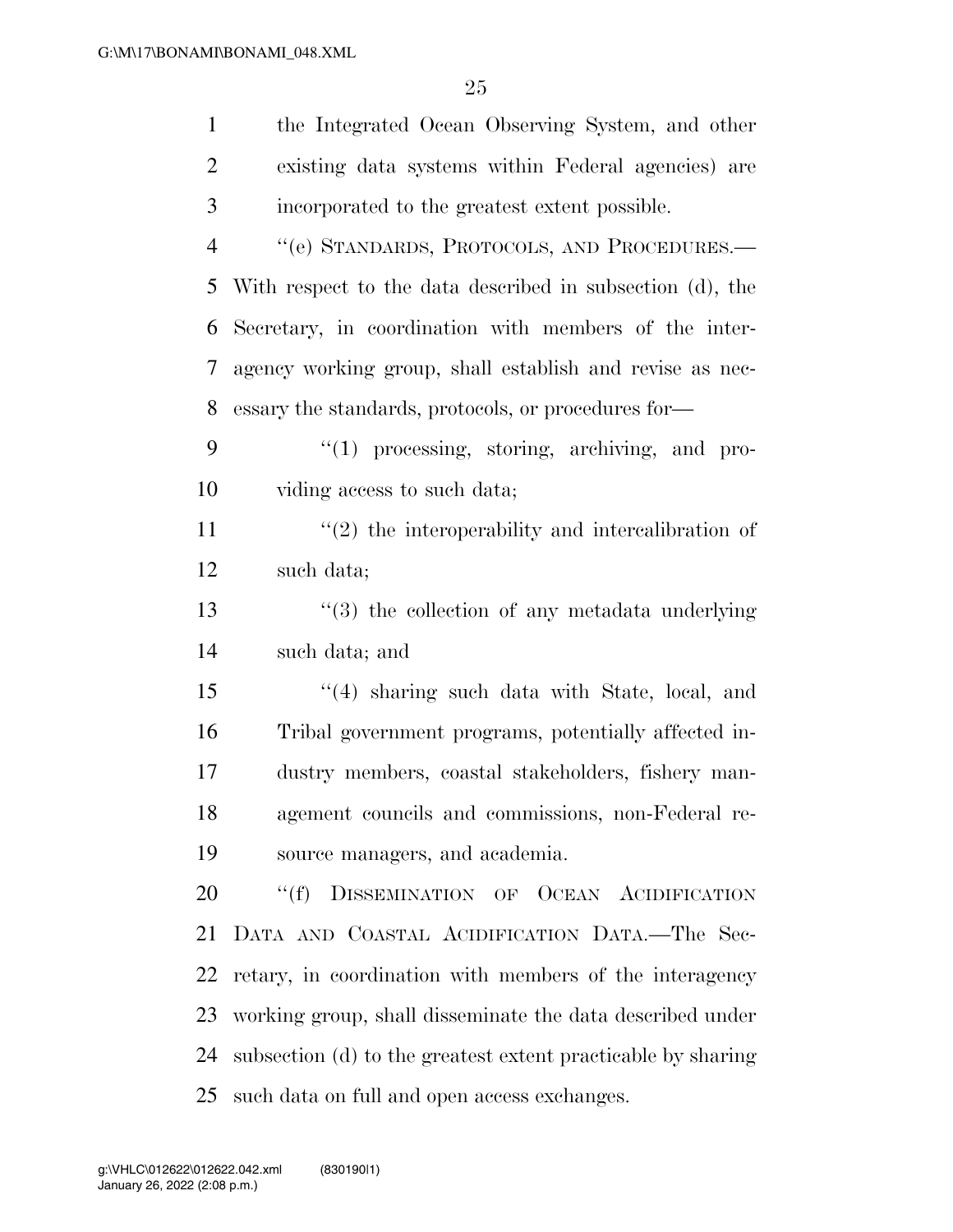the Integrated Ocean Observing System, and other existing data systems within Federal agencies) are incorporated to the greatest extent possible.

"(e) STANDARDS, PROTOCOLS, AND PROCEDURES.—With respect to the data described in subsection (d), the Secretary, in coordination with members of the interagency working group, shall establish and revise as necessary the standards, protocols, or procedures for—

"(1) processing, storing, archiving, and providing access to such data;

"(2) the interoperability and intercalibration of such data;

"(3) the collection of any metadata underlying such data; and

"(4) sharing such data with State, local, and Tribal government programs, potentially affected industry members, coastal stakeholders, fishery management councils and commissions, non-Federal resource managers, and academia.

"(f) DISSEMINATION OF OCEAN ACIDIFICATION DATA AND COASTAL ACIDIFICATION DATA.—The Secretary, in coordination with members of the interagency working group, shall disseminate the data described under subsection (d) to the greatest extent practicable by sharing such data on full and open access exchanges.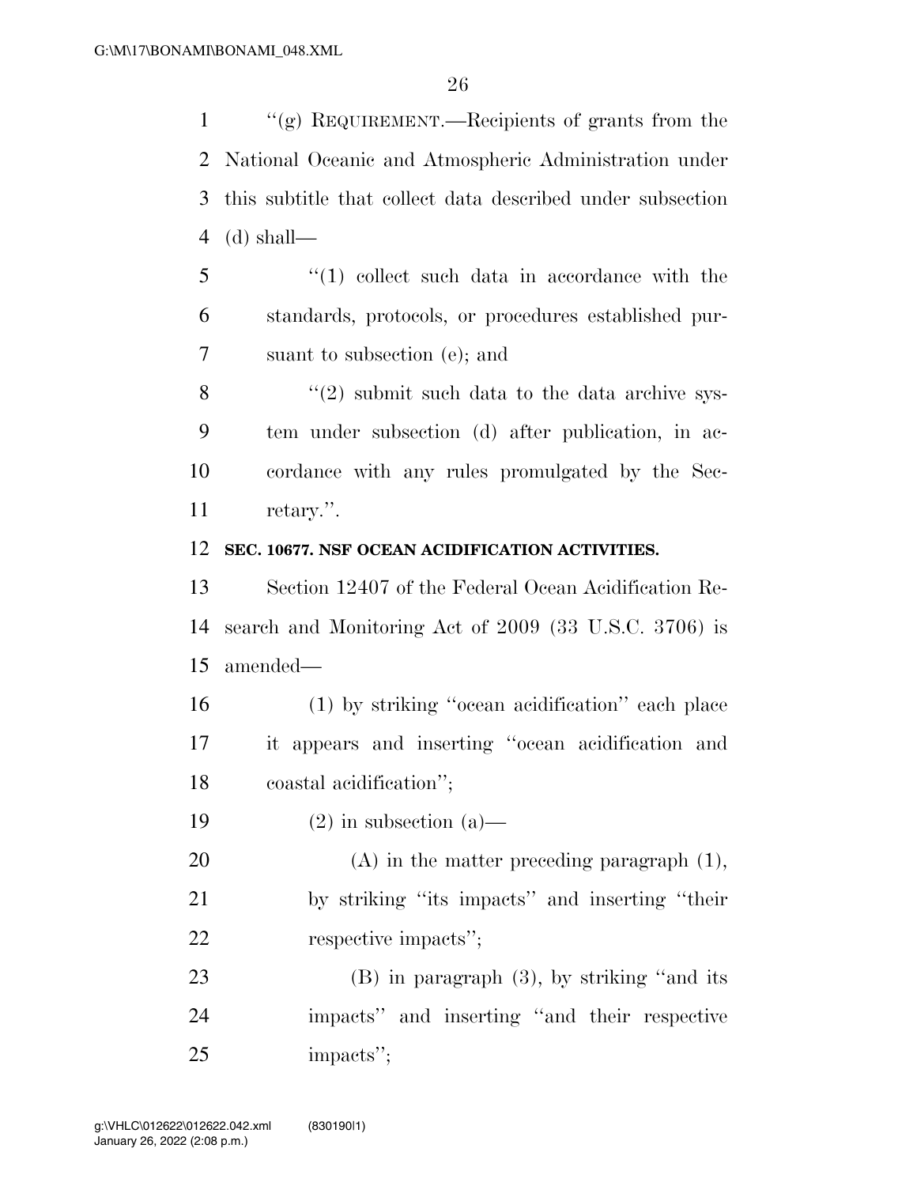''(g) REQUIREMENT.—Recipients of grants from the National Oceanic and Atmospheric Administration under this subtitle that collect data described under subsection (d) shall—

''(1) collect such data in accordance with the standards, protocols, or procedures established pursuant to subsection (e); and

''(2) submit such data to the data archive system under subsection (d) after publication, in accordance with any rules promulgated by the Secretary.''.

**SEC. 10677. NSF OCEAN ACIDIFICATION ACTIVITIES.**

Section 12407 of the Federal Ocean Acidification Research and Monitoring Act of 2009 (33 U.S.C. 3706) is amended—

(1) by striking ''ocean acidification'' each place it appears and inserting ''ocean acidification and coastal acidification'';

(2) in subsection (a)—

(A) in the matter preceding paragraph (1), by striking ''its impacts'' and inserting ''their respective impacts'';

(B) in paragraph (3), by striking ''and its impacts'' and inserting ''and their respective impacts'';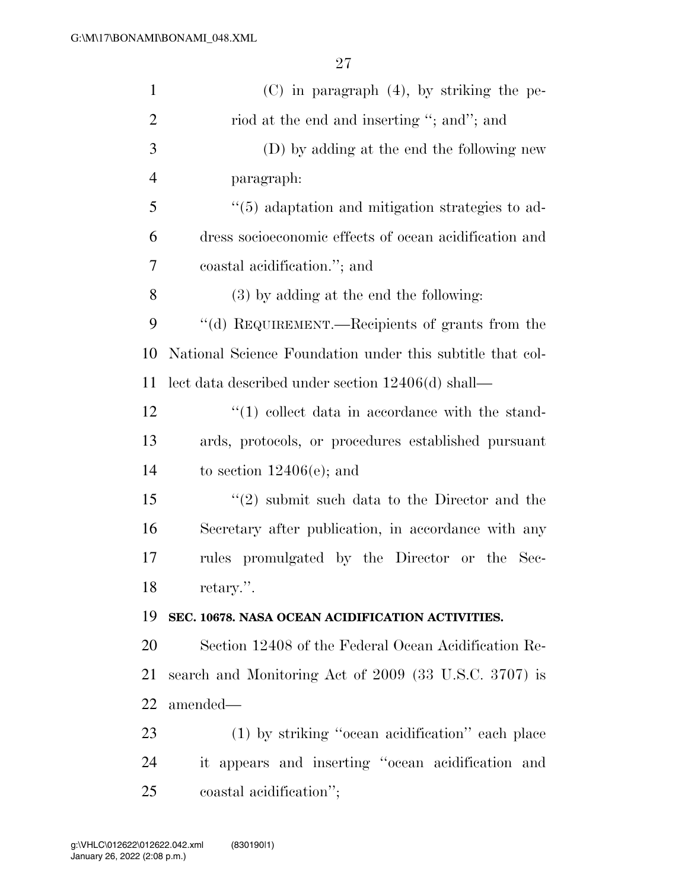(C) in paragraph (4), by striking the period at the end and inserting ''; and''; and

(D) by adding at the end the following new paragraph:

''(5) adaptation and mitigation strategies to address socioeconomic effects of ocean acidification and coastal acidification.''; and

(3) by adding at the end the following:

''(d) REQUIREMENT.—Recipients of grants from the National Science Foundation under this subtitle that collect data described under section 12406(d) shall—

''(1) collect data in accordance with the standards, protocols, or procedures established pursuant to section 12406(e); and

''(2) submit such data to the Director and the Secretary after publication, in accordance with any rules promulgated by the Director or the Secretary.''.

**SEC. 10678. NASA OCEAN ACIDIFICATION ACTIVITIES.**

Section 12408 of the Federal Ocean Acidification Research and Monitoring Act of 2009 (33 U.S.C. 3707) is amended—

(1) by striking ''ocean acidification'' each place it appears and inserting ''ocean acidification and coastal acidification'';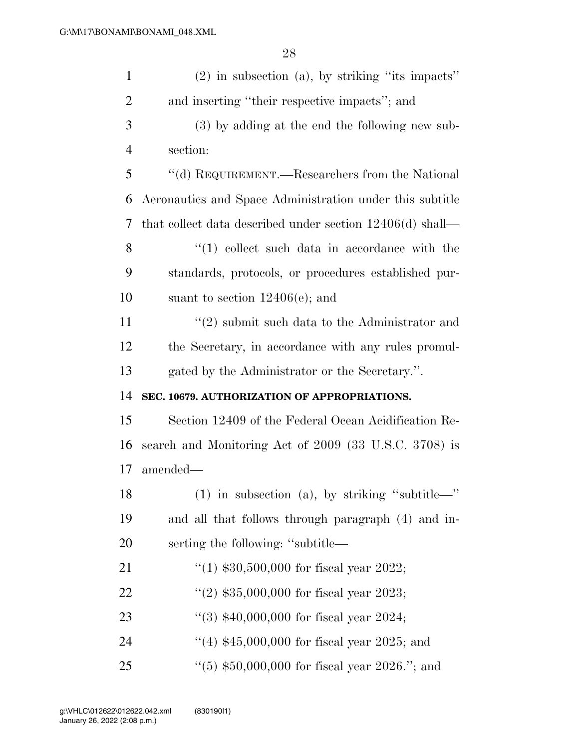(2) in subsection (a), by striking ''its impacts'' and inserting ''their respective impacts''; and

(3) by adding at the end the following new subsection:

''(d) REQUIREMENT.—Researchers from the National Aeronautics and Space Administration under this subtitle that collect data described under section 12406(d) shall—

''(1) collect such data in accordance with the standards, protocols, or procedures established pursuant to section 12406(e); and

''(2) submit such data to the Administrator and the Secretary, in accordance with any rules promulgated by the Administrator or the Secretary.''.

**SEC. 10679. AUTHORIZATION OF APPROPRIATIONS.**

Section 12409 of the Federal Ocean Acidification Research and Monitoring Act of 2009 (33 U.S.C. 3708) is amended—

(1) in subsection (a), by striking ''subtitle—'' and all that follows through paragraph (4) and inserting the following: ''subtitle—

''(1) $30,500,000 for fiscal year 2022;

''(2) $35,000,000 for fiscal year 2023;

''(3) $40,000,000 for fiscal year 2024;

''(4) $45,000,000 for fiscal year 2025; and

''(5) $50,000,000 for fiscal year 2026.''; and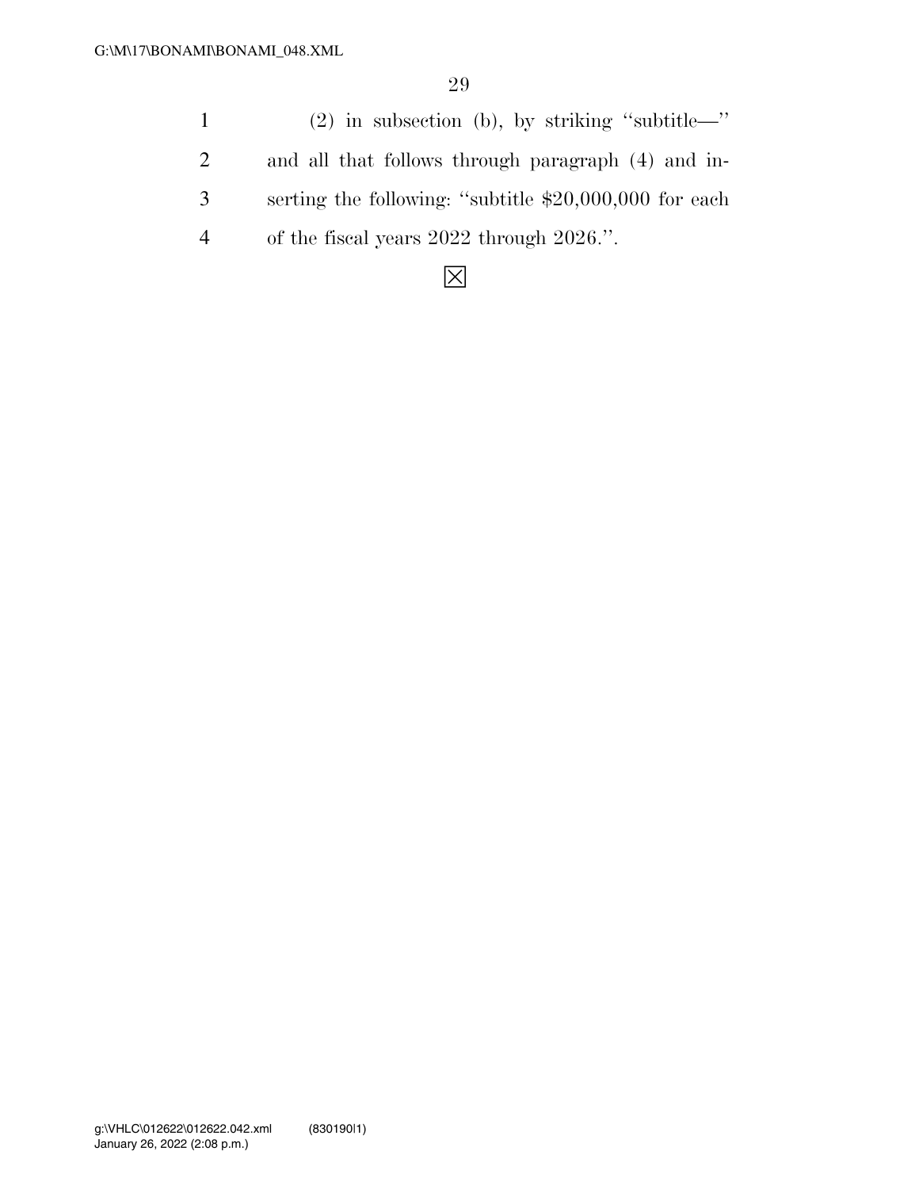(2) in subsection (b), by striking "subtitle—" and all that follows through paragraph (4) and inserting the following: "subtitle $20,000,000 for each of the fiscal years 2022 through 2026.".